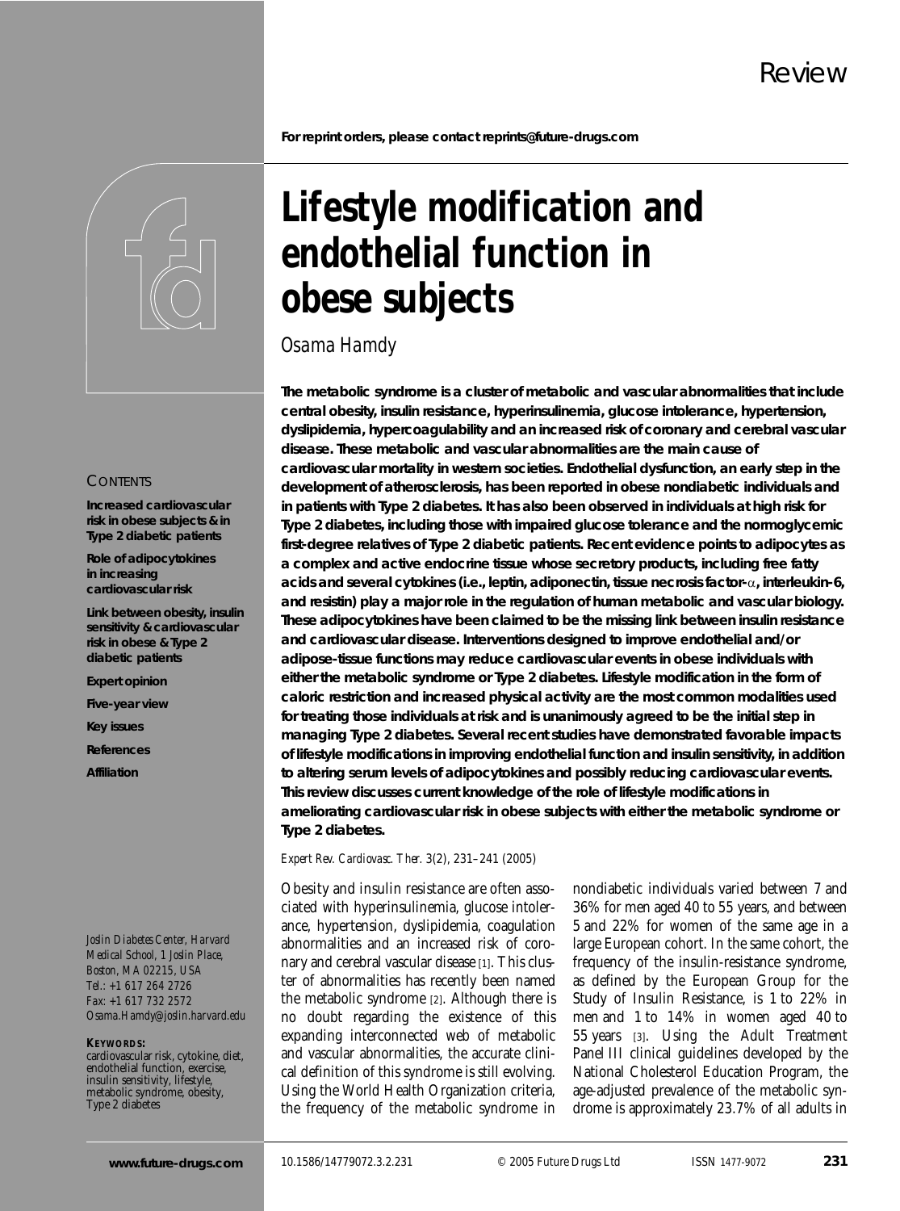Review

For reprint orders, please contact reprints@future-drugs.com

# Lifestyle modification and endothelial function in obese subjects

*Osama Hamdy*

**The metabolic syndrome is a cluster of metabolic and vascular abnormalities that include central obesity, insulin resistance, hyperinsulinemia, glucose intolerance, hypertension, dyslipidemia, hypercoagulability and an increased risk of coronary and cerebral vascular disease. These metabolic and vascular abnormalities are the main cause of cardiovascular mortality in western societies. Endothelial dysfunction, an early step in the development of atherosclerosis, has been reported in obese nondiabetic individuals and in patients with Type 2 diabetes. It has also been observed in individuals at high risk for Type 2 diabetes, including those with impaired glucose tolerance and the normoglycemic first-degree relatives of Type 2 diabetic patients. Recent evidence points to adipocytes as a complex and active endocrine tissue whose secretory products, including free fatty acids and several cytokines (i.e., leptin, adiponectin, tissue necrosis factor-α, interleukin-6, and resistin) play a major role in the regulation of human metabolic and vascular biology. These adipocytokines have been claimed to be the missing link between insulin resistance and cardiovascular disease. Interventions designed to improve endothelial and/or adipose-tissue functions may reduce cardiovascular events in obese individuals with either the metabolic syndrome or Type 2 diabetes. Lifestyle modification in the form of caloric restriction and increased physical activity are the most common modalities used for treating those individuals at risk and is unanimously agreed to be the initial step in managing Type 2 diabetes. Several recent studies have demonstrated favorable impacts of lifestyle modifications in improving endothelial function and insulin sensitivity, in addition to altering serum levels of adipocytokines and possibly reducing cardiovascular events. This review discusses current knowledge of the role of lifestyle modifications in ameliorating cardiovascular risk in obese subjects with either the metabolic syndrome or Type 2 diabetes.**

*Expert Rev. Cardiovasc. Ther.* 3(2), 231–241 (2005)

CONTENTS

**Increased cardiovascular risk in obese subjects & in Type 2 diabetic patients**

**Role of adipocytokines in increasing cardiovascular risk**

**Link between obesity, insulin sensitivity & cardiovascular risk in obese & Type 2 diabetic patients**

**Expert opinion**

**Five-year view**

**Key issues**

**References**

**Affiliation**

*Joslin Diabetes Center, Harvard Medical School, 1 Joslin Place, Boston, MA 02215, USA*
*Tel.: +1 617 264 2726*
*Fax: +1 617 732 2572*
*Osama.Hamdy@joslin.harvard.edu*

**KEYWORDS:**
cardiovascular risk, cytokine, diet, endothelial function, exercise, insulin sensitivity, lifestyle, metabolic syndrome, obesity, Type 2 diabetes

Obesity and insulin resistance are often associated with hyperinsulinemia, glucose intolerance, hypertension, dyslipidemia, coagulation abnormalities and an increased risk of coronary and cerebral vascular disease [1]. This cluster of abnormalities has recently been named the metabolic syndrome [2]. Although there is no doubt regarding the existence of this expanding interconnected web of metabolic and vascular abnormalities, the accurate clinical definition of this syndrome is still evolving. Using the World Health Organization criteria, the frequency of the metabolic syndrome in nondiabetic individuals varied between 7 and 36% for men aged 40 to 55 years, and between 5 and 22% for women of the same age in a large European cohort. In the same cohort, the frequency of the insulin-resistance syndrome, as defined by the European Group for the Study of Insulin Resistance, is 1 to 22% in men and 1 to 14% in women aged 40 to 55 years [3]. Using the Adult Treatment Panel III clinical guidelines developed by the National Cholesterol Education Program, the age-adjusted prevalence of the metabolic syndrome is approximately 23.7% of all adults in

10.1586/14779072.3.2.231 © 2005 Future Drugs Ltd ISSN 1477-9072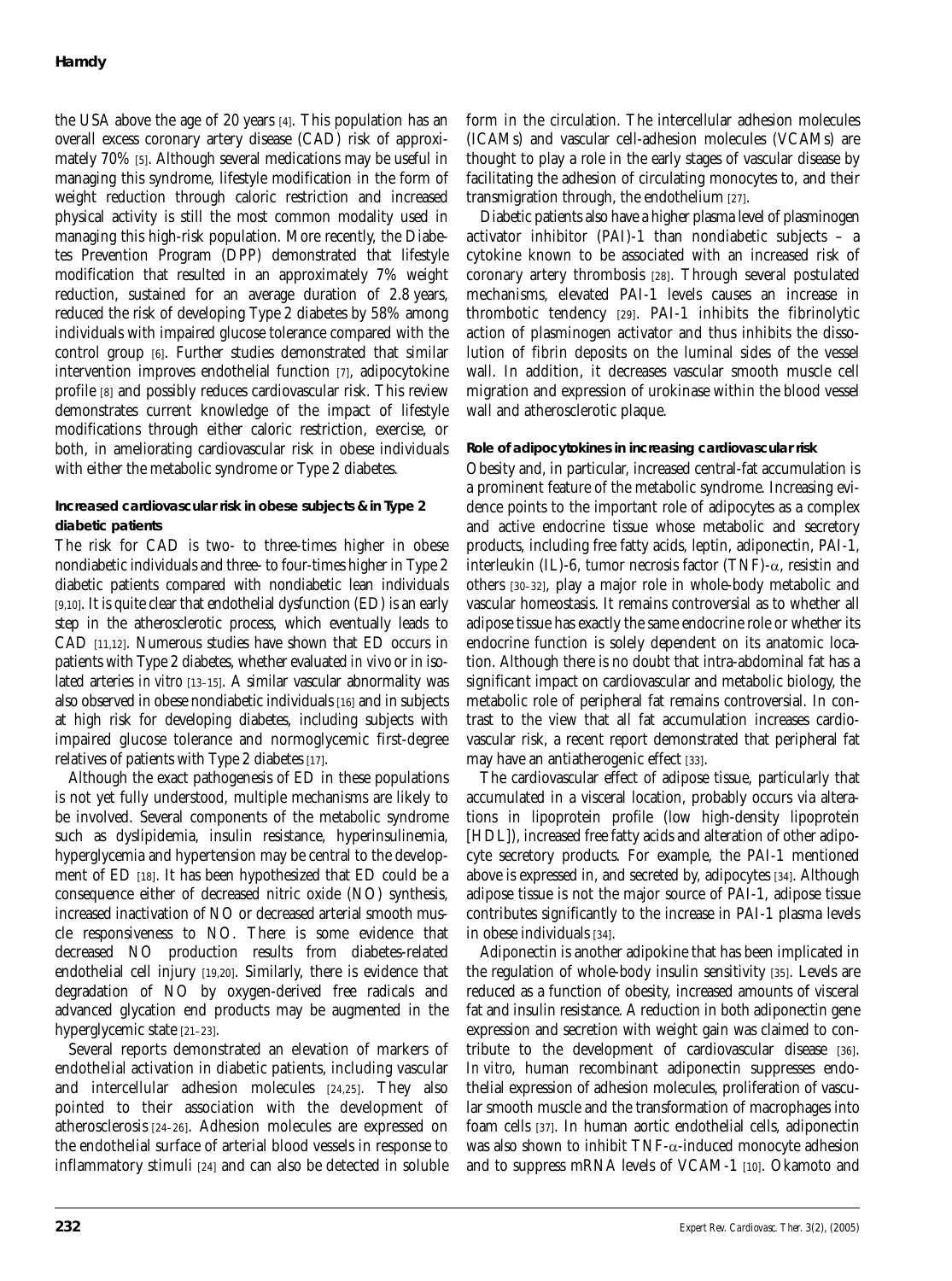the USA above the age of 20 years [4]. This population has an overall excess coronary artery disease (CAD) risk of approximately 70% [5]. Although several medications may be useful in managing this syndrome, lifestyle modification in the form of weight reduction through caloric restriction and increased physical activity is still the most common modality used in managing this high-risk population. More recently, the Diabetes Prevention Program (DPP) demonstrated that lifestyle modification that resulted in an approximately 7% weight reduction, sustained for an average duration of 2.8 years, reduced the risk of developing Type 2 diabetes by 58% among individuals with impaired glucose tolerance compared with the control group [6]. Further studies demonstrated that similar intervention improves endothelial function [7], adipocytokine profile [8] and possibly reduces cardiovascular risk. This review demonstrates current knowledge of the impact of lifestyle modifications through either caloric restriction, exercise, or both, in ameliorating cardiovascular risk in obese individuals with either the metabolic syndrome or Type 2 diabetes.

### Increased cardiovascular risk in obese subjects & in Type 2 diabetic patients

The risk for CAD is two- to three-times higher in obese nondiabetic individuals and three- to four-times higher in Type 2 diabetic patients compared with nondiabetic lean individuals [9,10]. It is quite clear that endothelial dysfunction (ED) is an early step in the atherosclerotic process, which eventually leads to CAD [11,12]. Numerous studies have shown that ED occurs in patients with Type 2 diabetes, whether evaluated *in vivo* or in isolated arteries *in vitro* [13–15]. A similar vascular abnormality was also observed in obese nondiabetic individuals [16] and in subjects at high risk for developing diabetes, including subjects with impaired glucose tolerance and normoglycemic first-degree relatives of patients with Type 2 diabetes [17].

Although the exact pathogenesis of ED in these populations is not yet fully understood, multiple mechanisms are likely to be involved. Several components of the metabolic syndrome such as dyslipidemia, insulin resistance, hyperinsulinemia, hyperglycemia and hypertension may be central to the development of ED [18]. It has been hypothesized that ED could be a consequence either of decreased nitric oxide (NO) synthesis, increased inactivation of NO or decreased arterial smooth muscle responsiveness to NO. There is some evidence that decreased NO production results from diabetes-related endothelial cell injury [19,20]. Similarly, there is evidence that degradation of NO by oxygen-derived free radicals and advanced glycation end products may be augmented in the hyperglycemic state [21–23].

Several reports demonstrated an elevation of markers of endothelial activation in diabetic patients, including vascular and intercellular adhesion molecules [24,25]. They also pointed to their association with the development of atherosclerosis [24–26]. Adhesion molecules are expressed on the endothelial surface of arterial blood vessels in response to inflammatory stimuli [24] and can also be detected in soluble form in the circulation. The intercellular adhesion molecules (ICAMs) and vascular cell-adhesion molecules (VCAMs) are thought to play a role in the early stages of vascular disease by facilitating the adhesion of circulating monocytes to, and their transmigration through, the endothelium [27].

Diabetic patients also have a higher plasma level of plasminogen activator inhibitor (PAI)-1 than nondiabetic subjects – a cytokine known to be associated with an increased risk of coronary artery thrombosis [28]. Through several postulated mechanisms, elevated PAI-1 levels causes an increase in thrombotic tendency [29]. PAI-1 inhibits the fibrinolytic action of plasminogen activator and thus inhibits the dissolution of fibrin deposits on the luminal sides of the vessel wall. In addition, it decreases vascular smooth muscle cell migration and expression of urokinase within the blood vessel wall and atherosclerotic plaque.

### Role of adipocytokines in increasing cardiovascular risk

Obesity and, in particular, increased central-fat accumulation is a prominent feature of the metabolic syndrome. Increasing evidence points to the important role of adipocytes as a complex and active endocrine tissue whose metabolic and secretory products, including free fatty acids, leptin, adiponectin, PAI-1, interleukin (IL)-6, tumor necrosis factor (TNF)-$\alpha$, resistin and others [30–32], play a major role in whole-body metabolic and vascular homeostasis. It remains controversial as to whether all adipose tissue has exactly the same endocrine role or whether its endocrine function is solely dependent on its anatomic location. Although there is no doubt that intra-abdominal fat has a significant impact on cardiovascular and metabolic biology, the metabolic role of peripheral fat remains controversial. In contrast to the view that all fat accumulation increases cardiovascular risk, a recent report demonstrated that peripheral fat may have an antiatherogenic effect [33].

The cardiovascular effect of adipose tissue, particularly that accumulated in a visceral location, probably occurs via alterations in lipoprotein profile (low high-density lipoprotein [HDL]), increased free fatty acids and alteration of other adipocyte secretory products. For example, the PAI-1 mentioned above is expressed in, and secreted by, adipocytes [34]. Although adipose tissue is not the major source of PAI-1, adipose tissue contributes significantly to the increase in PAI-1 plasma levels in obese individuals [34].

Adiponectin is another adipokine that has been implicated in the regulation of whole-body insulin sensitivity [35]. Levels are reduced as a function of obesity, increased amounts of visceral fat and insulin resistance. A reduction in both adiponectin gene expression and secretion with weight gain was claimed to contribute to the development of cardiovascular disease [36]. *In vitro*, human recombinant adiponectin suppresses endothelial expression of adhesion molecules, proliferation of vascular smooth muscle and the transformation of macrophages into foam cells [37]. In human aortic endothelial cells, adiponectin was also shown to inhibit TNF-$\alpha$-induced monocyte adhesion and to suppress mRNA levels of VCAM-1 [10]. Okamoto and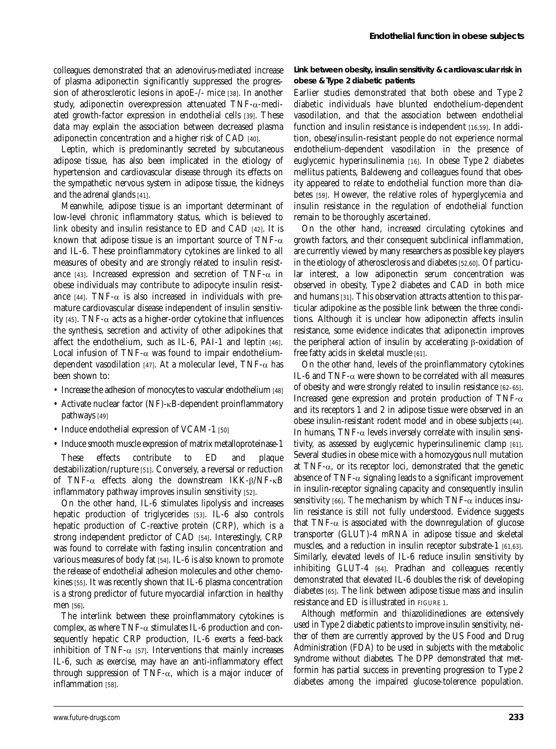colleagues demonstrated that an adenovirus-mediated increase of plasma adiponectin significantly suppressed the progression of atherosclerotic lesions in apoE-/- mice [38]. In another study, adiponectin overexpression attenuated TNF-α-mediated growth-factor expression in endothelial cells [39]. These data may explain the association between decreased plasma adiponectin concentration and a higher risk of CAD [40].

Leptin, which is predominantly secreted by subcutaneous adipose tissue, has also been implicated in the etiology of hypertension and cardiovascular disease through its effects on the sympathetic nervous system in adipose tissue, the kidneys and the adrenal glands [41].

Meanwhile, adipose tissue is an important determinant of low-level chronic inflammatory status, which is believed to link obesity and insulin resistance to ED and CAD [42]. It is known that adipose tissue is an important source of TNF-α and IL-6. These proinflammatory cytokines are linked to all measures of obesity and are strongly related to insulin resistance [43]. Increased expression and secretion of TNF-α in obese individuals may contribute to adipocyte insulin resistance [44]. TNF-α is also increased in individuals with premature cardiovascular disease independent of insulin sensitivity [45]. TNF-α acts as a higher-order cytokine that influences the synthesis, secretion and activity of other adipokines that affect the endothelium, such as IL-6, PAI-1 and leptin [46]. Local infusion of TNF-α was found to impair endothelium-dependent vasodilation [47]. At a molecular level, TNF-α has been shown to:

- Increase the adhesion of monocytes to vascular endothelium [48]
- Activate nuclear factor (NF)-κB-dependent proinflammatory pathways [49]
- Induce endothelial expression of VCAM-1 [50]
- Induce smooth muscle expression of matrix metalloproteinase-1

These effects contribute to ED and plaque destabilization/rupture [51]. Conversely, a reversal or reduction of TNF-α effects along the downstream IKK-β/NF-κB inflammatory pathway improves insulin sensitivity [52].

On the other hand, IL-6 stimulates lipolysis and increases hepatic production of triglycerides [53]. IL-6 also controls hepatic production of C-reactive protein (CRP), which is a strong independent predictor of CAD [54]. Interestingly, CRP was found to correlate with fasting insulin concentration and various measures of body fat [54]. IL-6 is also known to promote the release of endothelial adhesion molecules and other chemokines [55]. It was recently shown that IL-6 plasma concentration is a strong predictor of future myocardial infarction in healthy men [56].

The interlink between these proinflammatory cytokines is complex, as where TNF-α stimulates IL-6 production and consequently hepatic CRP production, IL-6 exerts a feed-back inhibition of TNF-α [57]. Interventions that mainly increases IL-6, such as exercise, may have an anti-inflammatory effect through suppression of TNF-α, which is a major inducer of inflammation [58].

#### Link between obesity, insulin sensitivity & cardiovascular risk in obese & Type 2 diabetic patients

Earlier studies demonstrated that both obese and Type 2 diabetic individuals have blunted endothelium-dependent vasodilation, and that the association between endothelial function and insulin resistance is independent [16,59]. In addition, obese/insulin-resistant people do not experience normal endothelium-dependent vasodilation in the presence of euglycemic hyperinsulinemia [16]. In obese Type 2 diabetes mellitus patients, Baldeweng and colleagues found that obesity appeared to relate to endothelial function more than diabetes [59]. However, the relative roles of hyperglycemia and insulin resistance in the regulation of endothelial function remain to be thoroughly ascertained.

On the other hand, increased circulating cytokines and growth factors, and their consequent subclinical inflammation, are currently viewed by many researchers as possible key players in the etiology of atherosclerosis and diabetes [52,60]. Of particular interest, a low adiponectin serum concentration was observed in obesity, Type 2 diabetes and CAD in both mice and humans [31]. This observation attracts attention to this particular adipokine as the possible link between the three conditions. Although it is unclear how adiponectin affects insulin resistance, some evidence indicates that adiponectin improves the peripheral action of insulin by accelerating β-oxidation of free fatty acids in skeletal muscle [61].

On the other hand, levels of the proinflammatory cytokines IL-6 and TNF-α were shown to be correlated with all measures of obesity and were strongly related to insulin resistance [62–65]. Increased gene expression and protein production of TNF-α and its receptors 1 and 2 in adipose tissue were observed in an obese insulin-resistant rodent model and in obese subjects [44]. In humans, TNF-α levels inversely correlate with insulin sensitivity, as assessed by euglycemic hyperinsulinemic clamp [61]. Several studies in obese mice with a homozygous null mutation at TNF-α, or its receptor loci, demonstrated that the genetic absence of TNF-α signaling leads to a significant improvement in insulin-receptor signaling capacity and consequently insulin sensitivity [66]. The mechanism by which TNF-α induces insulin resistance is still not fully understood. Evidence suggests that TNF-α is associated with the downregulation of glucose transporter (GLUT)-4 mRNA in adipose tissue and skeletal muscles, and a reduction in insulin receptor substrate-1 [61,63]. Similarly, elevated levels of IL-6 reduce insulin sensitivity by inhibiting GLUT-4 [64]. Pradhan and colleagues recently demonstrated that elevated IL-6 doubles the risk of developing diabetes [65]. The link between adipose tissue mass and insulin resistance and ED is illustrated in FIGURE 1.

Although metformin and thiazolidinediones are extensively used in Type 2 diabetic patients to improve insulin sensitivity, neither of them are currently approved by the US Food and Drug Administration (FDA) to be used in subjects with the metabolic syndrome without diabetes. The DPP demonstrated that metformin has partial success in preventing progression to Type 2 diabetes among the impaired glucose-tolerence population.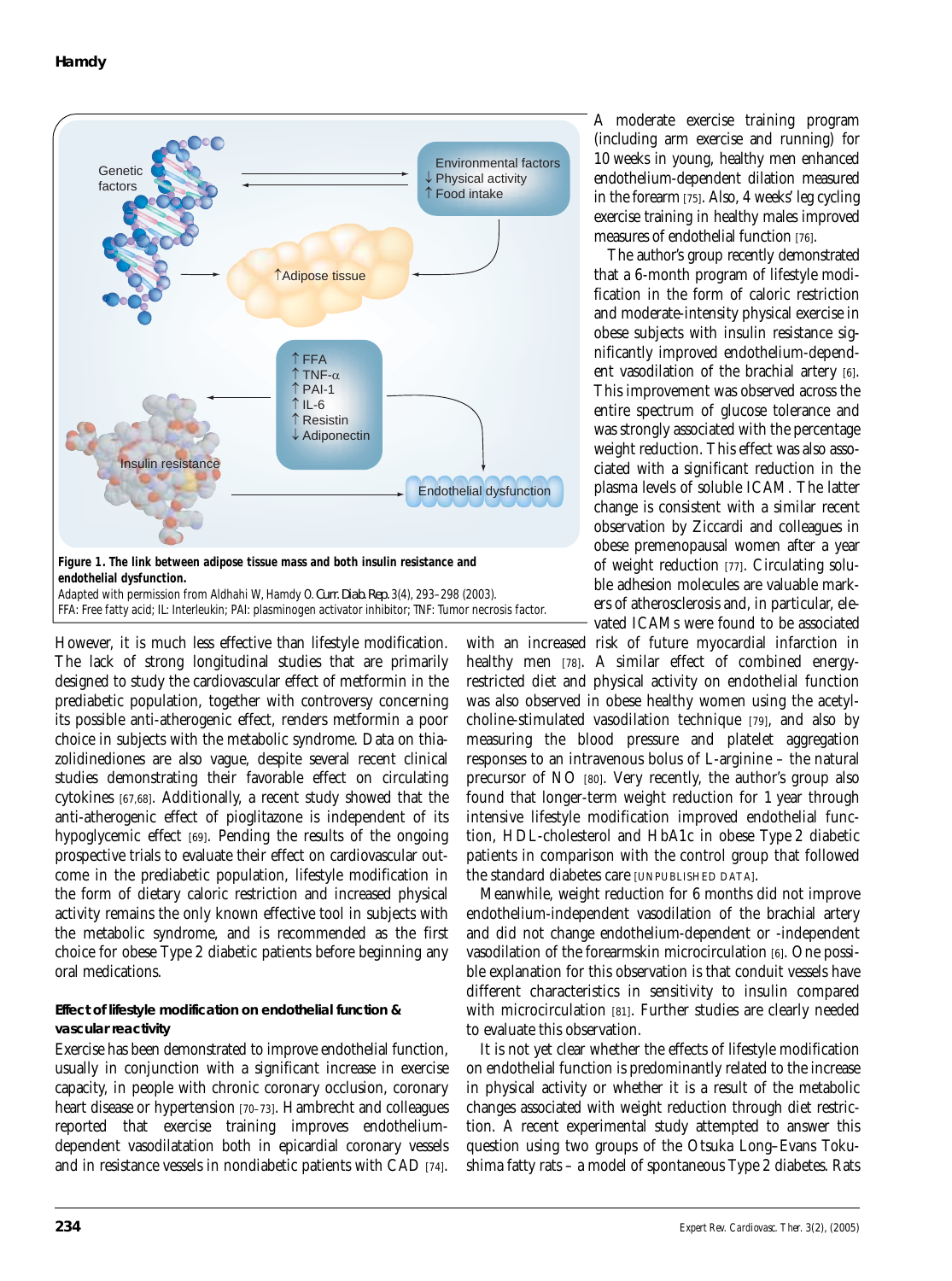**Figure 1. The link between adipose tissue mass and both insulin resistance and endothelial dysfunction.**
Adapted with permission from Aldhahi W, Hamdy O. *Curr. Diab. Rep.* 3(4), 293–298 (2003).
FFA: Free fatty acid; IL: Interleukin; PAI: plasminogen activator inhibitor; TNF: Tumor necrosis factor.

However, it is much less effective than lifestyle modification. The lack of strong longitudinal studies that are primarily designed to study the cardiovascular effect of metformin in the prediabetic population, together with controversy concerning its possible anti-atherogenic effect, renders metformin a poor choice in subjects with the metabolic syndrome. Data on thiazolidinediones are also vague, despite several recent clinical studies demonstrating their favorable effect on circulating cytokines [67,68]. Additionally, a recent study showed that the anti-atherogenic effect of pioglitazone is independent of its hypoglycemic effect [69]. Pending the results of the ongoing prospective trials to evaluate their effect on cardiovascular outcome in the prediabetic population, lifestyle modification in the form of dietary caloric restriction and increased physical activity remains the only known effective tool in subjects with the metabolic syndrome, and is recommended as the first choice for obese Type 2 diabetic patients before beginning any oral medications.

### Effect of lifestyle modification on endothelial function & vascular reactivity

Exercise has been demonstrated to improve endothelial function, usually in conjunction with a significant increase in exercise capacity, in people with chronic coronary occlusion, coronary heart disease or hypertension [70–73]. Hambrecht and colleagues reported that exercise training improves endothelium-dependent vasodilatation both in epicardial coronary vessels and in resistance vessels in nondiabetic patients with CAD [74].

A moderate exercise training program (including arm exercise and running) for 10 weeks in young, healthy men enhanced endothelium-dependent dilation measured in the forearm [75]. Also, 4 weeks' leg cycling exercise training in healthy males improved measures of endothelial function [76].

The author's group recently demonstrated that a 6-month program of lifestyle modification in the form of caloric restriction and moderate-intensity physical exercise in obese subjects with insulin resistance significantly improved endothelium-dependent vasodilation of the brachial artery [6]. This improvement was observed across the entire spectrum of glucose tolerance and was strongly associated with the percentage weight reduction. This effect was also associated with a significant reduction in the plasma levels of soluble ICAM. The latter change is consistent with a similar recent observation by Ziccardi and colleagues in obese premenopausal women after a year of weight reduction [77]. Circulating soluble adhesion molecules are valuable markers of atherosclerosis and, in particular, elevated ICAMs were found to be associated with an increased risk of future myocardial infarction in healthy men [78]. A similar effect of combined energy-restricted diet and physical activity on endothelial function was also observed in obese healthy women using the acetylcholine-stimulated vasodilation technique [79], and also by measuring the blood pressure and platelet aggregation responses to an intravenous bolus of L-arginine – the natural precursor of NO [80]. Very recently, the author's group also found that longer-term weight reduction for 1 year through intensive lifestyle modification improved endothelial function, HDL-cholesterol and HbA1c in obese Type 2 diabetic patients in comparison with the control group that followed the standard diabetes care [UNPUBLISHED DATA].

Meanwhile, weight reduction for 6 months did not improve endothelium-independent vasodilation of the brachial artery and did not change endothelium-dependent or -independent vasodilation of the forearmskin microcirculation [6]. One possible explanation for this observation is that conduit vessels have different characteristics in sensitivity to insulin compared with microcirculation [81]. Further studies are clearly needed to evaluate this observation.

It is not yet clear whether the effects of lifestyle modification on endothelial function is predominantly related to the increase in physical activity or whether it is a result of the metabolic changes associated with weight reduction through diet restriction. A recent experimental study attempted to answer this question using two groups of the Otsuka Long–Evans Tokushima fatty rats – a model of spontaneous Type 2 diabetes. Rats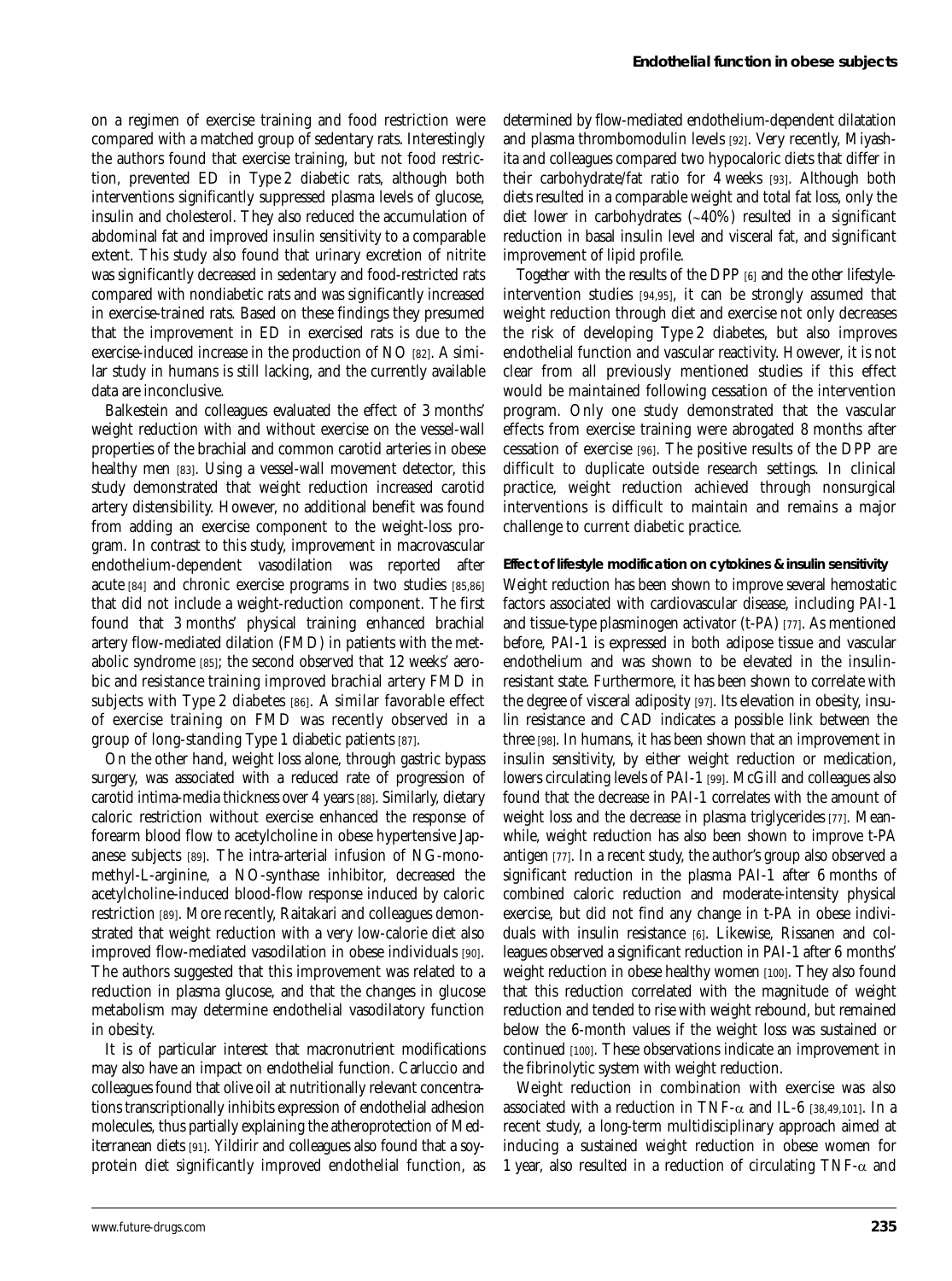on a regimen of exercise training and food restriction were compared with a matched group of sedentary rats. Interestingly the authors found that exercise training, but not food restriction, prevented ED in Type 2 diabetic rats, although both interventions significantly suppressed plasma levels of glucose, insulin and cholesterol. They also reduced the accumulation of abdominal fat and improved insulin sensitivity to a comparable extent. This study also found that urinary excretion of nitrite was significantly decreased in sedentary and food-restricted rats compared with nondiabetic rats and was significantly increased in exercise-trained rats. Based on these findings they presumed that the improvement in ED in exercised rats is due to the exercise-induced increase in the production of NO [82]. A similar study in humans is still lacking, and the currently available data are inconclusive.

Balkestein and colleagues evaluated the effect of 3 months' weight reduction with and without exercise on the vessel-wall properties of the brachial and common carotid arteries in obese healthy men [83]. Using a vessel-wall movement detector, this study demonstrated that weight reduction increased carotid artery distensibility. However, no additional benefit was found from adding an exercise component to the weight-loss program. In contrast to this study, improvement in macrovascular endothelium-dependent vasodilation was reported after acute [84] and chronic exercise programs in two studies [85,86] that did not include a weight-reduction component. The first found that 3 months' physical training enhanced brachial artery flow-mediated dilation (FMD) in patients with the metabolic syndrome [85]; the second observed that 12 weeks' aerobic and resistance training improved brachial artery FMD in subjects with Type 2 diabetes [86]. A similar favorable effect of exercise training on FMD was recently observed in a group of long-standing Type 1 diabetic patients [87].

On the other hand, weight loss alone, through gastric bypass surgery, was associated with a reduced rate of progression of carotid intima-media thickness over 4 years [88]. Similarly, dietary caloric restriction without exercise enhanced the response of forearm blood flow to acetylcholine in obese hypertensive Japanese subjects [89]. The intra-arterial infusion of NG-monomethyl-L-arginine, a NO-synthase inhibitor, decreased the acetylcholine-induced blood-flow response induced by caloric restriction [89]. More recently, Raitakari and colleagues demonstrated that weight reduction with a very low-calorie diet also improved flow-mediated vasodilation in obese individuals [90]. The authors suggested that this improvement was related to a reduction in plasma glucose, and that the changes in glucose metabolism may determine endothelial vasodilatory function in obesity.

It is of particular interest that macronutrient modifications may also have an impact on endothelial function. Carluccio and colleagues found that olive oil at nutritionally relevant concentrations transcriptionally inhibits expression of endothelial adhesion molecules, thus partially explaining the atheroprotection of Mediterranean diets [91]. Yildirir and colleagues also found that a soy-protein diet significantly improved endothelial function, as determined by flow-mediated endothelium-dependent dilatation and plasma thrombomodulin levels [92]. Very recently, Miyashita and colleagues compared two hypocaloric diets that differ in their carbohydrate/fat ratio for 4 weeks [93]. Although both diets resulted in a comparable weight and total fat loss, only the diet lower in carbohydrates (~40%) resulted in a significant reduction in basal insulin level and visceral fat, and significant improvement of lipid profile.

Together with the results of the DPP [6] and the other lifestyle-intervention studies [94,95], it can be strongly assumed that weight reduction through diet and exercise not only decreases the risk of developing Type 2 diabetes, but also improves endothelial function and vascular reactivity. However, it is not clear from all previously mentioned studies if this effect would be maintained following cessation of the intervention program. Only one study demonstrated that the vascular effects from exercise training were abrogated 8 months after cessation of exercise [96]. The positive results of the DPP are difficult to duplicate outside research settings. In clinical practice, weight reduction achieved through nonsurgical interventions is difficult to maintain and remains a major challenge to current diabetic practice.

#### Effect of lifestyle modification on cytokines & insulin sensitivity

Weight reduction has been shown to improve several hemostatic factors associated with cardiovascular disease, including PAI-1 and tissue-type plasminogen activator (t-PA) [77]. As mentioned before, PAI-1 is expressed in both adipose tissue and vascular endothelium and was shown to be elevated in the insulin-resistant state. Furthermore, it has been shown to correlate with the degree of visceral adiposity [97]. Its elevation in obesity, insulin resistance and CAD indicates a possible link between the three [98]. In humans, it has been shown that an improvement in insulin sensitivity, by either weight reduction or medication, lowers circulating levels of PAI-1 [99]. McGill and colleagues also found that the decrease in PAI-1 correlates with the amount of weight loss and the decrease in plasma triglycerides [77]. Meanwhile, weight reduction has also been shown to improve t-PA antigen [77]. In a recent study, the author's group also observed a significant reduction in the plasma PAI-1 after 6 months of combined caloric reduction and moderate-intensity physical exercise, but did not find any change in t-PA in obese individuals with insulin resistance [6]. Likewise, Rissanen and colleagues observed a significant reduction in PAI-1 after 6 months' weight reduction in obese healthy women [100]. They also found that this reduction correlated with the magnitude of weight reduction and tended to rise with weight rebound, but remained below the 6-month values if the weight loss was sustained or continued [100]. These observations indicate an improvement in the fibrinolytic system with weight reduction.

Weight reduction in combination with exercise was also associated with a reduction in TNF-$\alpha$ and IL-6 [38,49,101]. In a recent study, a long-term multidisciplinary approach aimed at inducing a sustained weight reduction in obese women for 1 year, also resulted in a reduction of circulating TNF-$\alpha$ and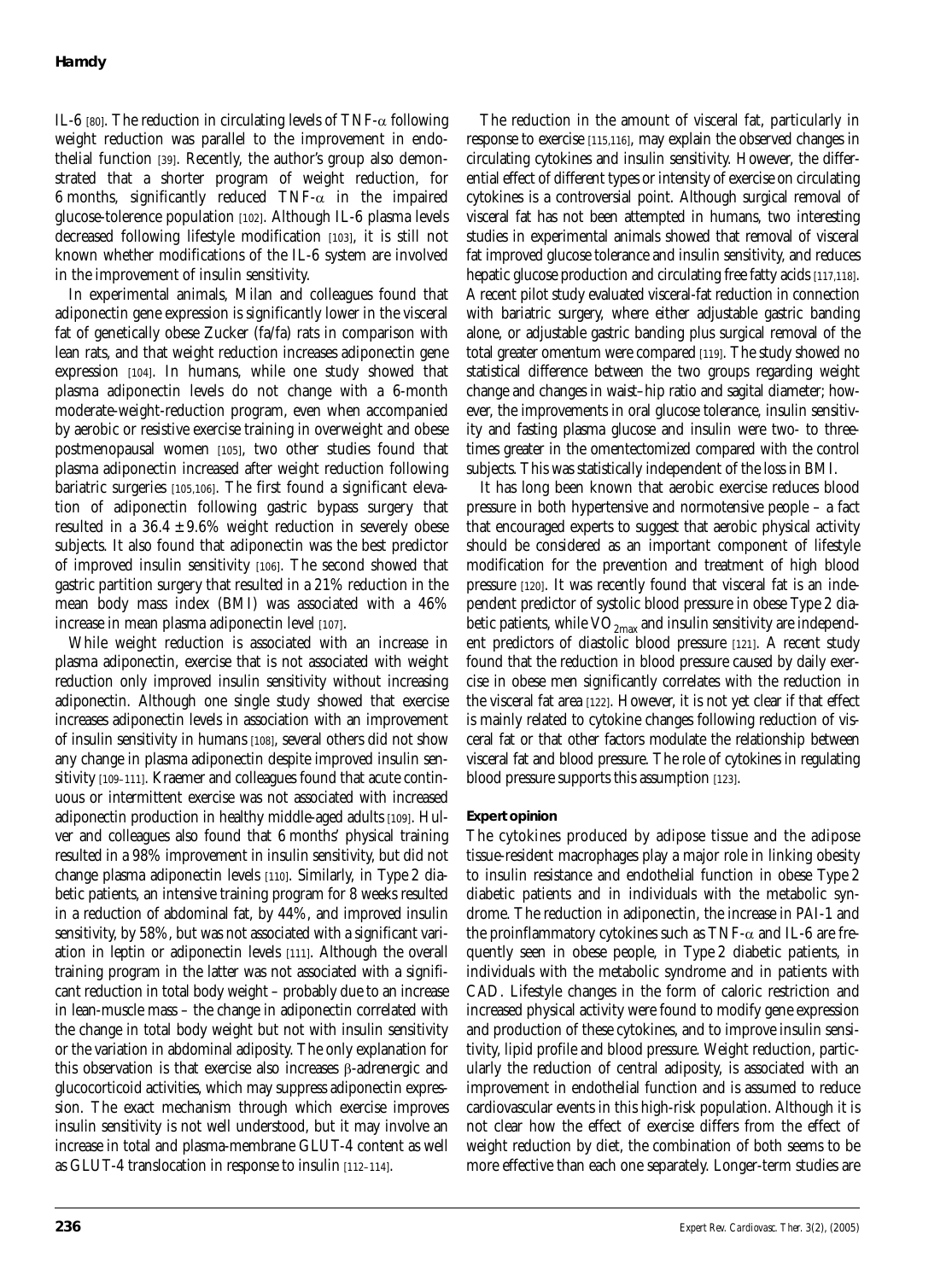IL-6 [80]. The reduction in circulating levels of TNF-α following weight reduction was parallel to the improvement in endothelial function [39]. Recently, the author's group also demonstrated that a shorter program of weight reduction, for 6 months, significantly reduced TNF-α in the impaired glucose-tolerence population [102]. Although IL-6 plasma levels decreased following lifestyle modification [103], it is still not known whether modifications of the IL-6 system are involved in the improvement of insulin sensitivity.

In experimental animals, Milan and colleagues found that adiponectin gene expression is significantly lower in the visceral fat of genetically obese Zucker (fa/fa) rats in comparison with lean rats, and that weight reduction increases adiponectin gene expression [104]. In humans, while one study showed that plasma adiponectin levels do not change with a 6-month moderate-weight-reduction program, even when accompanied by aerobic or resistive exercise training in overweight and obese postmenopausal women [105], two other studies found that plasma adiponectin increased after weight reduction following bariatric surgeries [105,106]. The first found a significant elevation of adiponectin following gastric bypass surgery that resulted in a 36.4 ± 9.6% weight reduction in severely obese subjects. It also found that adiponectin was the best predictor of improved insulin sensitivity [106]. The second showed that gastric partition surgery that resulted in a 21% reduction in the mean body mass index (BMI) was associated with a 46% increase in mean plasma adiponectin level [107].

While weight reduction is associated with an increase in plasma adiponectin, exercise that is not associated with weight reduction only improved insulin sensitivity without increasing adiponectin. Although one single study showed that exercise increases adiponectin levels in association with an improvement of insulin sensitivity in humans [108], several others did not show any change in plasma adiponectin despite improved insulin sensitivity [109–111]. Kraemer and colleagues found that acute continuous or intermittent exercise was not associated with increased adiponectin production in healthy middle-aged adults [109]. Hulver and colleagues also found that 6 months' physical training resulted in a 98% improvement in insulin sensitivity, but did not change plasma adiponectin levels [110]. Similarly, in Type 2 diabetic patients, an intensive training program for 8 weeks resulted in a reduction of abdominal fat, by 44%, and improved insulin sensitivity, by 58%, but was not associated with a significant variation in leptin or adiponectin levels [111]. Although the overall training program in the latter was not associated with a significant reduction in total body weight – probably due to an increase in lean-muscle mass – the change in adiponectin correlated with the change in total body weight but not with insulin sensitivity or the variation in abdominal adiposity. The only explanation for this observation is that exercise also increases β-adrenergic and glucocorticoid activities, which may suppress adiponectin expression. The exact mechanism through which exercise improves insulin sensitivity is not well understood, but it may involve an increase in total and plasma-membrane GLUT-4 content as well as GLUT-4 translocation in response to insulin [112–114].

The reduction in the amount of visceral fat, particularly in response to exercise [115,116], may explain the observed changes in circulating cytokines and insulin sensitivity. However, the differential effect of different types or intensity of exercise on circulating cytokines is a controversial point. Although surgical removal of visceral fat has not been attempted in humans, two interesting studies in experimental animals showed that removal of visceral fat improved glucose tolerance and insulin sensitivity, and reduces hepatic glucose production and circulating free fatty acids [117,118]. A recent pilot study evaluated visceral-fat reduction in connection with bariatric surgery, where either adjustable gastric banding alone, or adjustable gastric banding plus surgical removal of the total greater omentum were compared [119]. The study showed no statistical difference between the two groups regarding weight change and changes in waist–hip ratio and sagital diameter; however, the improvements in oral glucose tolerance, insulin sensitivity and fasting plasma glucose and insulin were two- to three-times greater in the omentectomized compared with the control subjects. This was statistically independent of the loss in BMI.

It has long been known that aerobic exercise reduces blood pressure in both hypertensive and normotensive people – a fact that encouraged experts to suggest that aerobic physical activity should be considered as an important component of lifestyle modification for the prevention and treatment of high blood pressure [120]. It was recently found that visceral fat is an independent predictor of systolic blood pressure in obese Type 2 diabetic patients, while $VO_{2max}$ and insulin sensitivity are independent predictors of diastolic blood pressure [121]. A recent study found that the reduction in blood pressure caused by daily exercise in obese men significantly correlates with the reduction in the visceral fat area [122]. However, it is not yet clear if that effect is mainly related to cytokine changes following reduction of visceral fat or that other factors modulate the relationship between visceral fat and blood pressure. The role of cytokines in regulating blood pressure supports this assumption [123].

## Expert opinion

The cytokines produced by adipose tissue and the adipose tissue-resident macrophages play a major role in linking obesity to insulin resistance and endothelial function in obese Type 2 diabetic patients and in individuals with the metabolic syndrome. The reduction in adiponectin, the increase in PAI-1 and the proinflammatory cytokines such as TNF-α and IL-6 are frequently seen in obese people, in Type 2 diabetic patients, in individuals with the metabolic syndrome and in patients with CAD. Lifestyle changes in the form of caloric restriction and increased physical activity were found to modify gene expression and production of these cytokines, and to improve insulin sensitivity, lipid profile and blood pressure. Weight reduction, particularly the reduction of central adiposity, is associated with an improvement in endothelial function and is assumed to reduce cardiovascular events in this high-risk population. Although it is not clear how the effect of exercise differs from the effect of weight reduction by diet, the combination of both seems to be more effective than each one separately. Longer-term studies are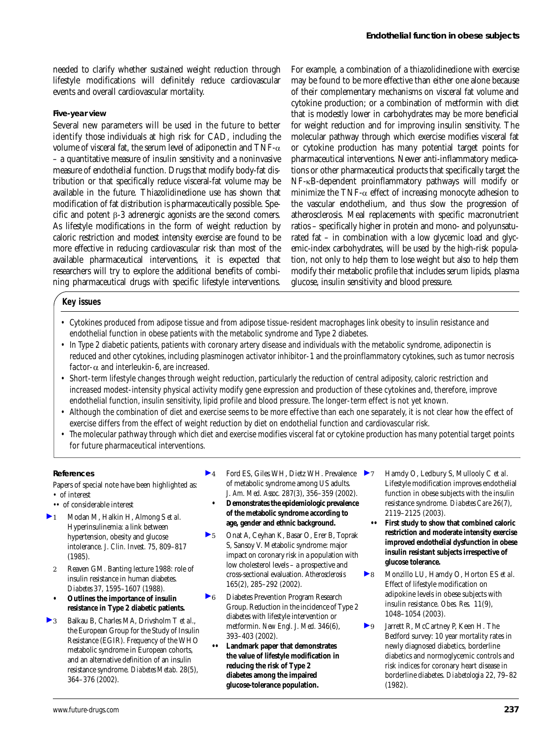needed to clarify whether sustained weight reduction through lifestyle modifications will definitely reduce cardiovascular events and overall cardiovascular mortality.

### Five-year view

Several new parameters will be used in the future to better identify those individuals at high risk for CAD, including the volume of visceral fat, the serum level of adiponectin and TNF-$\alpha$ – a quantitative measure of insulin sensitivity and a noninvasive measure of endothelial function. Drugs that modify body-fat distribution or that specifically reduce visceral-fat volume may be available in the future. Thiazolidinedione use has shown that modification of fat distribution is pharmaceutically possible. Specific and potent $\beta$-3 adrenergic agonists are the second comers. As lifestyle modifications in the form of weight reduction by caloric restriction and modest intensity exercise are found to be more effective in reducing cardiovascular risk than most of the available pharmaceutical interventions, it is expected that researchers will try to explore the additional benefits of combining pharmaceutical drugs with specific lifestyle interventions. For example, a combination of a thiazolidinedione with exercise may be found to be more effective than either one alone because of their complementary mechanisms on visceral fat volume and cytokine production; or a combination of metformin with diet that is modestly lower in carbohydrates may be more beneficial for weight reduction and for improving insulin sensitivity. The molecular pathway through which exercise modifies visceral fat or cytokine production has many potential target points for pharmaceutical interventions. Newer anti-inflammatory medications or other pharmaceutical products that specifically target the NF-$\kappa$B-dependent proinflammatory pathways will modify or minimize the TNF-$\alpha$ effect of increasing monocyte adhesion to the vascular endothelium, and thus slow the progression of atherosclerosis. Meal replacements with specific macronutrient ratios – specifically higher in protein and mono- and polyunsaturated fat – in combination with a low glycemic load and glycemic-index carbohydrates, will be used by the high-risk population, not only to help them to lose weight but also to help them modify their metabolic profile that includes serum lipids, plasma glucose, insulin sensitivity and blood pressure.

### Key issues

- Cytokines produced from adipose tissue and from adipose tissue-resident macrophages link obesity to insulin resistance and endothelial function in obese patients with the metabolic syndrome and Type 2 diabetes.
- In Type 2 diabetic patients, patients with coronary artery disease and individuals with the metabolic syndrome, adiponectin is reduced and other cytokines, including plasminogen activator inhibitor-1 and the proinflammatory cytokines, such as tumor necrosis factor-$\alpha$ and interleukin-6, are increased.
- Short-term lifestyle changes through weight reduction, particularly the reduction of central adiposity, caloric restriction and increased modest-intensity physical activity modify gene expression and production of these cytokines and, therefore, improve endothelial function, insulin sensitivity, lipid profile and blood pressure. The longer-term effect is not yet known.
- Although the combination of diet and exercise seems to be more effective than each one separately, it is not clear how the effect of exercise differs from the effect of weight reduction by diet on endothelial function and cardiovascular risk.
- The molecular pathway through which diet and exercise modifies visceral fat or cytokine production has many potential target points for future pharmaceutical interventions.

### References

Papers of special note have been highlighted as:
- • of interest
- •• of considerable interest

1. Modan M, Halkin H, Almong S *et al.* Hyperinsulinemia: a link between hypertension, obesity and glucose intolerance. *J. Clin. Invest.* 75, 809–817 (1985).
2. Reaven GM. Banting lecture 1988: role of insulin resistance in human diabetes. *Diabetes* 37, 1595–1607 (1988).
   - • **Outlines the importance of insulin resistance in Type 2 diabetic patients.**
3. Balkau B, Charles MA, Drivsholm T *et al.*, the European Group for the Study of Insulin Resistance (EGIR). Frequency of the WHO metabolic syndrome in European cohorts, and an alternative definition of an insulin resistance syndrome. *Diabetes Metab.* 28(5), 364–376 (2002).
4. Ford ES, Giles WH, Dietz WH. Prevalence of metabolic syndrome among US adults. *J. Am. Med. Assoc.* 287(3), 356–359 (2002).
   - • **Demonstrates the epidemiologic prevalence of the metabolic syndrome according to age, gender and ethnic background.**
5. Onat A, Ceyhan K, Basar O, Erer B, Toprak S, Sansoy V. Metabolic syndrome: major impact on coronary risk in a population with low cholesterol levels – a prospective and cross-sectional evaluation. *Atherosclerosis* 165(2), 285–292 (2002).
6. Diabetes Prevention Program Research Group. Reduction in the incidence of Type 2 diabetes with lifestyle intervention or metformin. *New Engl. J. Med.* 346(6), 393–403 (2002).
   - •• **Landmark paper that demonstrates the value of lifestyle modification in reducing the risk of Type 2 diabetes among the impaired glucose-tolerance population.**
7. Hamdy O, Ledbury S, Mullooly C *et al.* Lifestyle modification improves endothelial function in obese subjects with the insulin resistance syndrome. *Diabetes Care* 26(7), 2119–2125 (2003).
   - •• **First study to show that combined caloric restriction and moderate intensity exercise improved endothelial dysfunction in obese insulin resistant subjects irrespective of glucose tolerance.**
8. Monzillo LU, Hamdy O, Horton ES *et al.* Effect of lifestyle modification on adipokine levels in obese subjects with insulin resistance. *Obes. Res.* 11(9), 1048–1054 (2003).
9. Jarrett R, McCartney P, Keen H. The Bedford survey: 10 year mortality rates in newly diagnosed diabetics, borderline diabetics and normoglycemic controls and risk indices for coronary heart disease in borderline diabetes. *Diabetologia* 22, 79–82 (1982).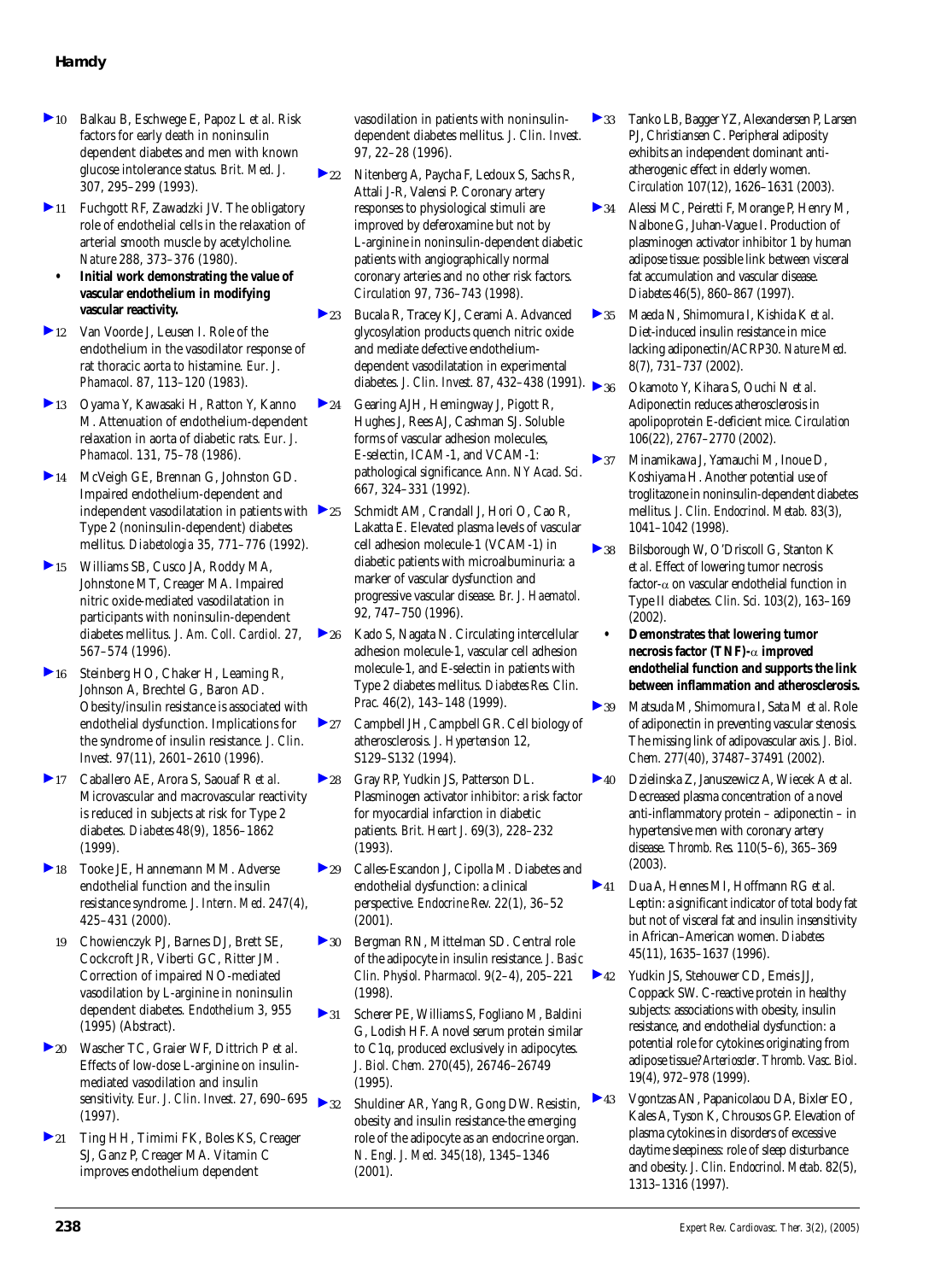10. Balkau B, Eschwege E, Papoz L *et al.* Risk factors for early death in noninsulin dependent diabetes and men with known glucose intolerance status. *Brit. Med. J.* 307, 295–299 (1993).
11. Fuchgott RF, Zawadzki JV. The obligatory role of endothelial cells in the relaxation of arterial smooth muscle by acetylcholine. *Nature* 288, 373–376 (1980).
    - **Initial work demonstrating the value of vascular endothelium in modifying vascular reactivity.**
12. Van Voorde J, Leusen I. Role of the endothelium in the vasodilator response of rat thoracic aorta to histamine. *Eur. J. Phamacol.* 87, 113–120 (1983).
13. Oyama Y, Kawasaki H, Ratton Y, Kanno M. Attenuation of endothelium-dependent relaxation in aorta of diabetic rats. *Eur. J. Phamacol.* 131, 75–78 (1986).
14. McVeigh GE, Brennan G, Johnston GD. Impaired endothelium-dependent and independent vasodilatation in patients with Type 2 (noninsulin-dependent) diabetes mellitus. *Diabetologia* 35, 771–776 (1992).
15. Williams SB, Cusco JA, Roddy MA, Johnstone MT, Creager MA. Impaired nitric oxide-mediated vasodilatation in participants with noninsulin-dependent diabetes mellitus. *J. Am. Coll. Cardiol.* 27, 567–574 (1996).
16. Steinberg HO, Chaker H, Leaming R, Johnson A, Brechtel G, Baron AD. Obesity/insulin resistance is associated with endothelial dysfunction. Implications for the syndrome of insulin resistance. *J. Clin. Invest.* 97(11), 2601–2610 (1996).
17. Caballero AE, Arora S, Saouaf R *et al.* Microvascular and macrovascular reactivity is reduced in subjects at risk for Type 2 diabetes. *Diabetes* 48(9), 1856–1862 (1999).
18. Tooke JE, Hannemann MM. Adverse endothelial function and the insulin resistance syndrome. *J. Intern. Med.* 247(4), 425–431 (2000).
19. Chowienczyk PJ, Barnes DJ, Brett SE, Cockcroft JR, Viberti GC, Ritter JM. Correction of impaired NO-mediated vasodilation by L-arginine in noninsulin dependent diabetes. *Endothelium* 3, 955 (1995) (Abstract).
20. Wascher TC, Graier WF, Dittrich P *et al.* Effects of low-dose L-arginine on insulin-mediated vasodilation and insulin sensitivity. *Eur. J. Clin. Invest.* 27, 690–695 (1997).
21. Ting HH, Timimi FK, Boles KS, Creager SJ, Ganz P, Creager MA. Vitamin C improves endothelium dependent vasodilation in patients with noninsulin-dependent diabetes mellitus. *J. Clin. Invest.* 97, 22–28 (1996).
22. Nitenberg A, Paycha F, Ledoux S, Sachs R, Attali J-R, Valensi P. Coronary artery responses to physiological stimuli are improved by deferoxamine but not by L-arginine in noninsulin-dependent diabetic patients with angiographically normal coronary arteries and no other risk factors. *Circulation* 97, 736–743 (1998).
23. Bucala R, Tracey KJ, Cerami A. Advanced glycosylation products quench nitric oxide and mediate defective endothelium-dependent vasodilatation in experimental diabetes. *J. Clin. Invest.* 87, 432–438 (1991).
24. Gearing AJH, Hemingway J, Pigott R, Hughes J, Rees AJ, Cashman SJ. Soluble forms of vascular adhesion molecules, E-selectin, ICAM-1, and VCAM-1: pathological significance. *Ann. NY Acad. Sci.* 667, 324–331 (1992).
25. Schmidt AM, Crandall J, Hori O, Cao R, Lakatta E. Elevated plasma levels of vascular cell adhesion molecule-1 (VCAM-1) in diabetic patients with microalbuminuria: a marker of vascular dysfunction and progressive vascular disease. *Br. J. Haematol.* 92, 747–750 (1996).
26. Kado S, Nagata N. Circulating intercellular adhesion molecule-1, vascular cell adhesion molecule-1, and E-selectin in patients with Type 2 diabetes mellitus. *Diabetes Res. Clin. Prac.* 46(2), 143–148 (1999).
27. Campbell JH, Campbell GR. Cell biology of atherosclerosis. *J. Hypertension* 12, S129–S132 (1994).
28. Gray RP, Yudkin JS, Patterson DL. Plasminogen activator inhibitor: a risk factor for myocardial infarction in diabetic patients. *Brit. Heart J.* 69(3), 228–232 (1993).
29. Calles-Escandon J, Cipolla M. Diabetes and endothelial dysfunction: a clinical perspective. *Endocrine Rev.* 22(1), 36–52 (2001).
30. Bergman RN, Mittelman SD. Central role of the adipocyte in insulin resistance. *J. Basic Clin. Physol. Pharmacol.* 9(2–4), 205–221 (1998).
31. Scherer PE, Williams S, Fogliano M, Baldini G, Lodish HF. A novel serum protein similar to C1q, produced exclusively in adipocytes. *J. Biol. Chem.* 270(45), 26746–26749 (1995).
32. Shuldiner AR, Yang R, Gong DW. Resistin, obesity and insulin resistance-the emerging role of the adipocyte as an endocrine organ. *N. Engl. J. Med.* 345(18), 1345–1346 (2001).
33. Tanko LB, Bagger YZ, Alexandersen P, Larsen PJ, Christiansen C. Peripheral adiposity exhibits an independent dominant anti-atherogenic effect in elderly women. *Circulation* 107(12), 1626–1631 (2003).
34. Alessi MC, Peiretti F, Morange P, Henry M, Nalbone G, Juhan-Vague I. Production of plasminogen activator inhibitor 1 by human adipose tissue: possible link between visceral fat accumulation and vascular disease. *Diabetes* 46(5), 860–867 (1997).
35. Maeda N, Shimomura I, Kishida K *et al.* Diet-induced insulin resistance in mice lacking adiponectin/ACRP30. *Nature Med.* 8(7), 731–737 (2002).
36. Okamoto Y, Kihara S, Ouchi N *et al.* Adiponectin reduces atherosclerosis in apolipoprotein E-deficient mice. *Circulation* 106(22), 2767–2770 (2002).
37. Minamikawa J, Yamauchi M, Inoue D, Koshiyama H. Another potential use of troglitazone in noninsulin-dependent diabetes mellitus. *J. Clin. Endocrinol. Metab.* 83(3), 1041–1042 (1998).
38. Bilsborough W, O'Driscoll G, Stanton K *et al.* Effect of lowering tumor necrosis factor-α on vascular endothelial function in Type II diabetes. *Clin. Sci.* 103(2), 163–169 (2002).
    - **Demonstrates that lowering tumor necrosis factor (TNF)-α improved endothelial function and supports the link between inflammation and atherosclerosis.**
39. Matsuda M, Shimomura I, Sata M *et al.* Role of adiponectin in preventing vascular stenosis. The missing link of adipovascular axis. *J. Biol. Chem.* 277(40), 37487–37491 (2002).
40. Dzielinska Z, Januszewicz A, Wiecek A *et al.* Decreased plasma concentration of a novel anti-inflammatory protein – adiponectin – in hypertensive men with coronary artery disease. *Thromb. Res.* 110(5–6), 365–369 (2003).
41. Dua A, Hennes MI, Hoffmann RG *et al.* Leptin: a significant indicator of total body fat but not of visceral fat and insulin insensitivity in African–American women. *Diabetes* 45(11), 1635–1637 (1996).
42. Yudkin JS, Stehouwer CD, Emeis JJ, Coppack SW. C-reactive protein in healthy subjects: associations with obesity, insulin resistance, and endothelial dysfunction: a potential role for cytokines originating from adipose tissue? *Arterioscler. Thromb. Vasc. Biol.* 19(4), 972–978 (1999).
43. Vgontzas AN, Papanicolaou DA, Bixler EO, Kales A, Tyson K, Chrousos GP. Elevation of plasma cytokines in disorders of excessive daytime sleepiness: role of sleep disturbance and obesity. *J. Clin. Endocrinol. Metab.* 82(5), 1313–1316 (1997).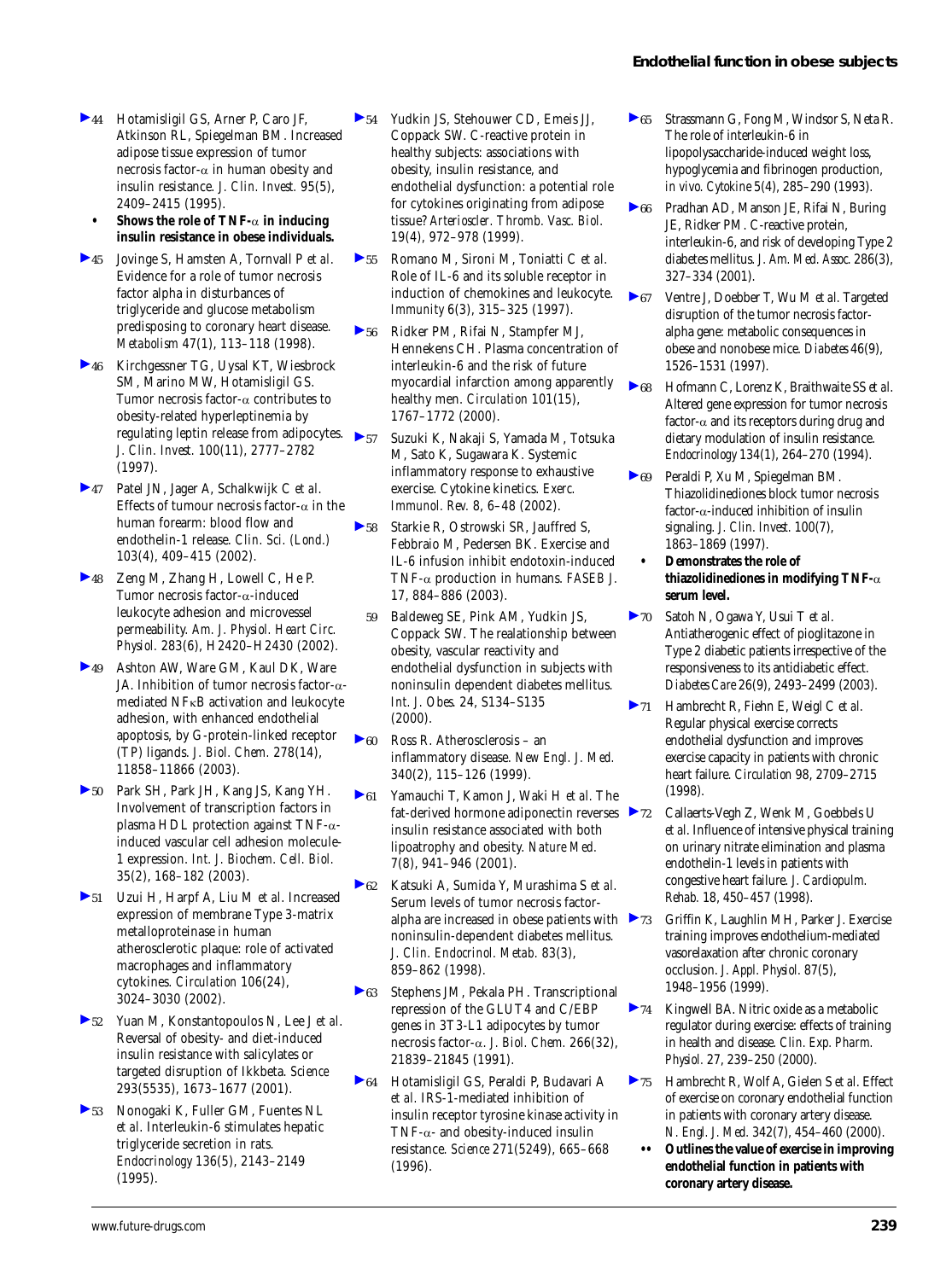44 Hotamisligil GS, Arner P, Caro JF, Atkinson RL, Spiegelman BM. Increased adipose tissue expression of tumor necrosis factor-α in human obesity and insulin resistance. *J. Clin. Invest.* 95(5), 2409–2415 (1995).
- **Shows the role of TNF-α in inducing insulin resistance in obese individuals.**

45 Jovinge S, Hamsten A, Tornvall P *et al.* Evidence for a role of tumor necrosis factor alpha in disturbances of triglyceride and glucose metabolism predisposing to coronary heart disease. *Metabolism* 47(1), 113–118 (1998).

46 Kirchgessner TG, Uysal KT, Wiesbrock SM, Marino MW, Hotamisligil GS. Tumor necrosis factor-α contributes to obesity-related hyperleptinemia by regulating leptin release from adipocytes. *J. Clin. Invest.* 100(11), 2777–2782 (1997).

47 Patel JN, Jager A, Schalkwijk C *et al.* Effects of tumour necrosis factor-α in the human forearm: blood flow and endothelin-1 release. *Clin. Sci. (Lond.)* 103(4), 409–415 (2002).

48 Zeng M, Zhang H, Lowell C, He P. Tumor necrosis factor-α-induced leukocyte adhesion and microvessel permeability. *Am. J. Physiol. Heart Circ. Physiol.* 283(6), H2420–H2430 (2002).

49 Ashton AW, Ware GM, Kaul DK, Ware JA. Inhibition of tumor necrosis factor-α-mediated NFκB activation and leukocyte adhesion, with enhanced endothelial apoptosis, by G-protein-linked receptor (TP) ligands. *J. Biol. Chem.* 278(14), 11858–11866 (2003).

50 Park SH, Park JH, Kang JS, Kang YH. Involvement of transcription factors in plasma HDL protection against TNF-α-induced vascular cell adhesion molecule-1 expression. *Int. J. Biochem. Cell. Biol.* 35(2), 168–182 (2003).

51 Uzui H, Harpf A, Liu M *et al.* Increased expression of membrane Type 3-matrix metalloproteinase in human atherosclerotic plaque: role of activated macrophages and inflammatory cytokines. *Circulation* 106(24), 3024–3030 (2002).

52 Yuan M, Konstantopoulos N, Lee J *et al.* Reversal of obesity- and diet-induced insulin resistance with salicylates or targeted disruption of Ikkbeta. *Science* 293(5535), 1673–1677 (2001).

53 Nonogaki K, Fuller GM, Fuentes NL *et al.* Interleukin-6 stimulates hepatic triglyceride secretion in rats. *Endocrinology* 136(5), 2143–2149 (1995).

54 Yudkin JS, Stehouwer CD, Emeis JJ, Coppack SW. C-reactive protein in healthy subjects: associations with obesity, insulin resistance, and endothelial dysfunction: a potential role for cytokines originating from adipose tissue? *Arterioscler. Thromb. Vasc. Biol.* 19(4), 972–978 (1999).

55 Romano M, Sironi M, Toniatti C *et al.* Role of IL-6 and its soluble receptor in induction of chemokines and leukocyte. *Immunity* 6(3), 315–325 (1997).

56 Ridker PM, Rifai N, Stampfer MJ, Hennekens CH. Plasma concentration of interleukin-6 and the risk of future myocardial infarction among apparently healthy men. *Circulation* 101(15), 1767–1772 (2000).

57 Suzuki K, Nakaji S, Yamada M, Totsuka M, Sato K, Sugawara K. Systemic inflammatory response to exhaustive exercise. Cytokine kinetics. *Exerc. Immunol. Rev.* 8, 6–48 (2002).

58 Starkie R, Ostrowski SR, Jauffred S, Febbraio M, Pedersen BK. Exercise and IL-6 infusion inhibit endotoxin-induced TNF-α production in humans. *FASEB J.* 17, 884–886 (2003).

59 Baldeweg SE, Pink AM, Yudkin JS, Coppack SW. The realationship between obesity, vascular reactivity and endothelial dysfunction in subjects with noninsulin dependent diabetes mellitus. *Int. J. Obes.* 24, S134–S135 (2000).

60 Ross R. Atherosclerosis – an inflammatory disease. *New Engl. J. Med.* 340(2), 115–126 (1999).

61 Yamauchi T, Kamon J, Waki H *et al.* The fat-derived hormone adiponectin reverses insulin resistance associated with both lipoatrophy and obesity. *Nature Med.* 7(8), 941–946 (2001).

62 Katsuki A, Sumida Y, Murashima S *et al.* Serum levels of tumor necrosis factor-alpha are increased in obese patients with noninsulin-dependent diabetes mellitus. *J. Clin. Endocrinol. Metab.* 83(3), 859–862 (1998).

63 Stephens JM, Pekala PH. Transcriptional repression of the GLUT4 and C/EBP genes in 3T3-L1 adipocytes by tumor necrosis factor-α. *J. Biol. Chem.* 266(32), 21839–21845 (1991).

64 Hotamisligil GS, Peraldi P, Budavari A *et al.* IRS-1-mediated inhibition of insulin receptor tyrosine kinase activity in TNF-α- and obesity-induced insulin resistance. *Science* 271(5249), 665–668 (1996).

65 Strassmann G, Fong M, Windsor S, Neta R. The role of interleukin-6 in lipopolysaccharide-induced weight loss, hypoglycemia and fibrinogen production, *in vivo*. *Cytokine* 5(4), 285–290 (1993).

66 Pradhan AD, Manson JE, Rifai N, Buring JE, Ridker PM. C-reactive protein, interleukin-6, and risk of developing Type 2 diabetes mellitus. *J. Am. Med. Assoc.* 286(3), 327–334 (2001).

67 Ventre J, Doebber T, Wu M *et al.* Targeted disruption of the tumor necrosis factor-alpha gene: metabolic consequences in obese and nonobese mice. *Diabetes* 46(9), 1526–1531 (1997).

68 Hofmann C, Lorenz K, Braithwaite SS *et al.* Altered gene expression for tumor necrosis factor-α and its receptors during drug and dietary modulation of insulin resistance. *Endocrinology* 134(1), 264–270 (1994).

69 Peraldi P, Xu M, Spiegelman BM. Thiazolidinediones block tumor necrosis factor-α-induced inhibition of insulin signaling. *J. Clin. Invest.* 100(7), 1863–1869 (1997).
- **Demonstrates the role of thiazolidinediones in modifying TNF-α serum level.**

70 Satoh N, Ogawa Y, Usui T *et al.* Antiatherogenic effect of pioglitazone in Type 2 diabetic patients irrespective of the responsiveness to its antidiabetic effect. *Diabetes Care* 26(9), 2493–2499 (2003).

71 Hambrecht R, Fiehn E, Weigl C *et al.* Regular physical exercise corrects endothelial dysfunction and improves exercise capacity in patients with chronic heart failure. *Circulation* 98, 2709–2715 (1998).

72 Callaerts-Vegh Z, Wenk M, Goebbels U *et al.* Influence of intensive physical training on urinary nitrate elimination and plasma endothelin-1 levels in patients with congestive heart failure. *J. Cardiopulm. Rehab.* 18, 450–457 (1998).

73 Griffin K, Laughlin MH, Parker J. Exercise training improves endothelium-mediated vasorelaxation after chronic coronary occlusion. *J. Appl. Physiol.* 87(5), 1948–1956 (1999).

74 Kingwell BA. Nitric oxide as a metabolic regulator during exercise: effects of training in health and disease. *Clin. Exp. Pharm. Physiol.* 27, 239–250 (2000).

75 Hambrecht R, Wolf A, Gielen S *et al.* Effect of exercise on coronary endothelial function in patients with coronary artery disease. *N. Engl. J. Med.* 342(7), 454–460 (2000).
- •• **Outlines the value of exercise in improving endothelial function in patients with coronary artery disease.**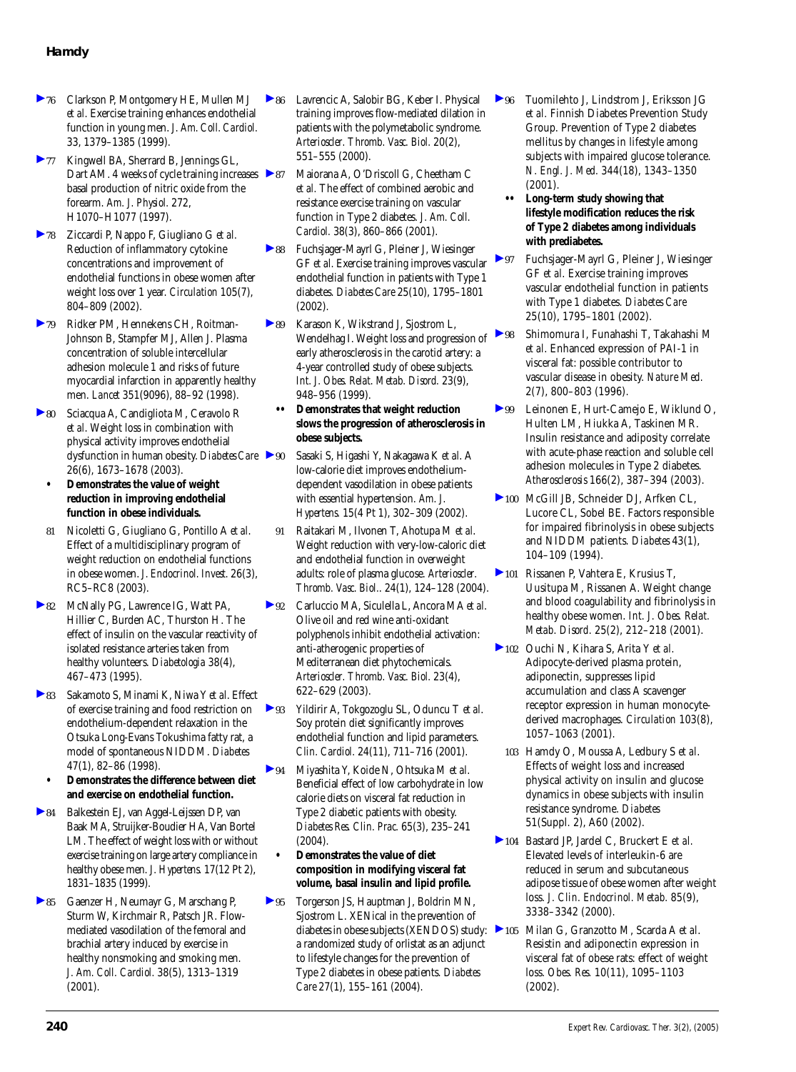76. Clarkson P, Montgomery HE, Mullen MJ *et al.* Exercise training enhances endothelial function in young men. *J. Am. Coll. Cardiol.* 33, 1379–1385 (1999).
77. Kingwell BA, Sherrard B, Jennings GL, Dart AM. 4 weeks of cycle training increases basal production of nitric oxide from the forearm. *Am. J. Physiol.* 272, H1070–H1077 (1997).
78. Ziccardi P, Nappo F, Giugliano G *et al.* Reduction of inflammatory cytokine concentrations and improvement of endothelial functions in obese women after weight loss over 1 year. *Circulation* 105(7), 804–809 (2002).
79. Ridker PM, Hennekens CH, Roitman-Johnson B, Stampfer MJ, Allen J. Plasma concentration of soluble intercellular adhesion molecule 1 and risks of future myocardial infarction in apparently healthy men. *Lancet* 351(9096), 88–92 (1998).
80. Sciacqua A, Candigliota M, Ceravolo R *et al.* Weight loss in combination with physical activity improves endothelial dysfunction in human obesity. *Diabetes Care* 26(6), 1673–1678 (2003).
    - • **Demonstrates the value of weight reduction in improving endothelial function in obese individuals.**
81. Nicoletti G, Giugliano G, Pontillo A *et al.* Effect of a multidisciplinary program of weight reduction on endothelial functions in obese women. *J. Endocrinol. Invest.* 26(3), RC5–RC8 (2003).
82. McNally PG, Lawrence IG, Watt PA, Hillier C, Burden AC, Thurston H. The effect of insulin on the vascular reactivity of isolated resistance arteries taken from healthy volunteers. *Diabetologia* 38(4), 467–473 (1995).
83. Sakamoto S, Minami K, Niwa Y *et al.* Effect of exercise training and food restriction on endothelium-dependent relaxation in the Otsuka Long-Evans Tokushima fatty rat, a model of spontaneous NIDDM. *Diabetes* 47(1), 82–86 (1998).
    - • **Demonstrates the difference between diet and exercise on endothelial function.**
84. Balkestein EJ, van Aggel-Leijssen DP, van Baak MA, Struijker-Boudier HA, Van Bortel LM. The effect of weight loss with or without exercise training on large artery compliance in healthy obese men. *J. Hypertens.* 17(12 Pt 2), 1831–1835 (1999).
85. Gaenzer H, Neumayr G, Marschang P, Sturm W, Kirchmair R, Patsch JR. Flow-mediated vasodilation of the femoral and brachial artery induced by exercise in healthy nonsmoking and smoking men. *J. Am. Coll. Cardiol.* 38(5), 1313–1319 (2001).
86. Lavrencic A, Salobir BG, Keber I. Physical training improves flow-mediated dilation in patients with the polymetabolic syndrome. *Arterioscler. Thromb. Vasc. Biol.* 20(2), 551–555 (2000).
87. Maiorana A, O'Driscoll G, Cheetham C *et al.* The effect of combined aerobic and resistance exercise training on vascular function in Type 2 diabetes. *J. Am. Coll. Cardiol.* 38(3), 860–866 (2001).
88. Fuchsjager-Mayrl G, Pleiner J, Wiesinger GF *et al.* Exercise training improves vascular endothelial function in patients with Type 1 diabetes. *Diabetes Care* 25(10), 1795–1801 (2002).
89. Karason K, Wikstrand J, Sjostrom L, Wendelhag I. Weight loss and progression of early atherosclerosis in the carotid artery: a 4-year controlled study of obese subjects. *Int. J. Obes. Relat. Metab. Disord.* 23(9), 948–956 (1999).
    - •• **Demonstrates that weight reduction slows the progression of atherosclerosis in obese subjects.**
90. Sasaki S, Higashi Y, Nakagawa K *et al.* A low-calorie diet improves endothelium-dependent vasodilation in obese patients with essential hypertension. *Am. J. Hypertens.* 15(4 Pt 1), 302–309 (2002).
91. Raitakari M, Ilvonen T, Ahotupa M *et al.* Weight reduction with very-low-caloric diet and endothelial function in overweight adults: role of plasma glucose. *Arterioscler. Thromb. Vasc. Biol..* 24(1), 124–128 (2004).
92. Carluccio MA, Siculella L, Ancora MA *et al.* Olive oil and red wine anti-oxidant polyphenols inhibit endothelial activation: anti-atherogenic properties of Mediterranean diet phytochemicals. *Arterioscler. Thromb. Vasc. Biol.* 23(4), 622–629 (2003).
93. Yildirir A, Tokgozoglu SL, Oduncu T *et al.* Soy protein diet significantly improves endothelial function and lipid parameters. *Clin. Cardiol.* 24(11), 711–716 (2001).
94. Miyashita Y, Koide N, Ohtsuka M *et al.* Beneficial effect of low carbohydrate in low calorie diets on visceral fat reduction in Type 2 diabetic patients with obesity. *Diabetes Res. Clin. Prac.* 65(3), 235–241 (2004).
    - • **Demonstrates the value of diet composition in modifying visceral fat volume, basal insulin and lipid profile.**
95. Torgerson JS, Hauptman J, Boldrin MN, Sjostrom L. XENical in the prevention of diabetes in obese subjects (XENDOS) study: a randomized study of orlistat as an adjunct to lifestyle changes for the prevention of Type 2 diabetes in obese patients. *Diabetes Care* 27(1), 155–161 (2004).
96. Tuomilehto J, Lindstrom J, Eriksson JG *et al.* Finnish Diabetes Prevention Study Group. Prevention of Type 2 diabetes mellitus by changes in lifestyle among subjects with impaired glucose tolerance. *N. Engl. J. Med.* 344(18), 1343–1350 (2001).
    - •• **Long-term study showing that lifestyle modification reduces the risk of Type 2 diabetes among individuals with prediabetes.**
97. Fuchsjager-Mayrl G, Pleiner J, Wiesinger GF *et al.* Exercise training improves vascular endothelial function in patients with Type 1 diabetes. *Diabetes Care* 25(10), 1795–1801 (2002).
98. Shimomura I, Funahashi T, Takahashi M *et al.* Enhanced expression of PAI-1 in visceral fat: possible contributor to vascular disease in obesity. *Nature Med.* 2(7), 800–803 (1996).
99. Leinonen E, Hurt-Camejo E, Wiklund O, Hulten LM, Hiukka A, Taskinen MR. Insulin resistance and adiposity correlate with acute-phase reaction and soluble cell adhesion molecules in Type 2 diabetes. *Atherosclerosis* 166(2), 387–394 (2003).
100. McGill JB, Schneider DJ, Arfken CL, Lucore CL, Sobel BE. Factors responsible for impaired fibrinolysis in obese subjects and NIDDM patients. *Diabetes* 43(1), 104–109 (1994).
101. Rissanen P, Vahtera E, Krusius T, Uusitupa M, Rissanen A. Weight change and blood coagulability and fibrinolysis in healthy obese women. *Int. J. Obes. Relat. Metab. Disord.* 25(2), 212–218 (2001).
102. Ouchi N, Kihara S, Arita Y *et al.* Adipocyte-derived plasma protein, adiponectin, suppresses lipid accumulation and class A scavenger receptor expression in human monocyte-derived macrophages. *Circulation* 103(8), 1057–1063 (2001).
103. Hamdy O, Moussa A, Ledbury S *et al.* Effects of weight loss and increased physical activity on insulin and glucose dynamics in obese subjects with insulin resistance syndrome. *Diabetes* 51(Suppl. 2), A60 (2002).
104. Bastard JP, Jardel C, Bruckert E *et al.* Elevated levels of interleukin-6 are reduced in serum and subcutaneous adipose tissue of obese women after weight loss. *J. Clin. Endocrinol. Metab.* 85(9), 3338–3342 (2000).
105. Milan G, Granzotto M, Scarda A *et al.* Resistin and adiponectin expression in visceral fat of obese rats: effect of weight loss. *Obes. Res.* 10(11), 1095–1103 (2002).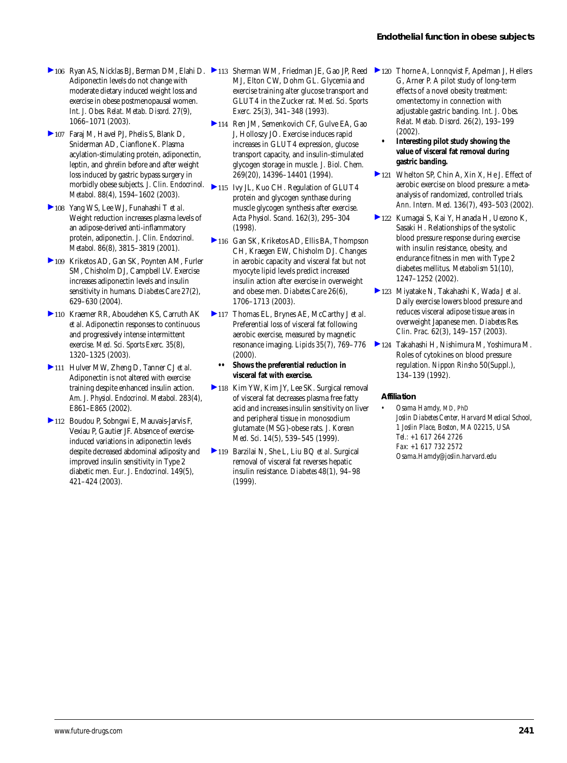106 Ryan AS, Nicklas BJ, Berman DM, Elahi D. Adiponectin levels do not change with moderate dietary induced weight loss and exercise in obese postmenopausal women. *Int. J. Obes. Relat. Metab. Disord.* 27(9), 1066–1071 (2003).

107 Faraj M, Havel PJ, Phelis S, Blank D, Sniderman AD, Cianflone K. Plasma acylation-stimulating protein, adiponectin, leptin, and ghrelin before and after weight loss induced by gastric bypass surgery in morbidly obese subjects. *J. Clin. Endocrinol. Metabol.* 88(4), 1594–1602 (2003).

108 Yang WS, Lee WJ, Funahashi T *et al.* Weight reduction increases plasma levels of an adipose-derived anti-inflammatory protein, adiponectin. *J. Clin. Endocrinol. Metabol.* 86(8), 3815–3819 (2001).

109 Kriketos AD, Gan SK, Poynten AM, Furler SM, Chisholm DJ, Campbell LV. Exercise increases adiponectin levels and insulin sensitivity in humans. *Diabetes Care* 27(2), 629–630 (2004).

110 Kraemer RR, Aboudehen KS, Carruth AK *et al.* Adiponectin responses to continuous and progressively intense intermittent exercise. *Med. Sci. Sports Exerc.* 35(8), 1320–1325 (2003).

111 Hulver MW, Zheng D, Tanner CJ *et al.* Adiponectin is not altered with exercise training despite enhanced insulin action. *Am. J. Physiol. Endocrinol. Metabol.* 283(4), E861–E865 (2002).

112 Boudou P, Sobngwi E, Mauvais-Jarvis F, Vexiau P, Gautier JF. Absence of exercise-induced variations in adiponectin levels despite decreased abdominal adiposity and improved insulin sensitivity in Type 2 diabetic men. *Eur. J. Endocrinol.* 149(5), 421–424 (2003).

113 Sherman WM, Friedman JE, Gao JP, Reed MJ, Elton CW, Dohm GL. Glycemia and exercise training alter glucose transport and GLUT4 in the Zucker rat. *Med. Sci. Sports Exerc.* 25(3), 341–348 (1993).

114 Ren JM, Semenkovich CF, Gulve EA, Gao J, Holloszy JO. Exercise induces rapid increases in GLUT4 expression, glucose transport capacity, and insulin-stimulated glycogen storage in muscle. *J. Biol. Chem.* 269(20), 14396–14401 (1994).

115 Ivy JL, Kuo CH. Regulation of GLUT4 protein and glycogen synthase during muscle glycogen synthesis after exercise. *Acta Physiol. Scand.* 162(3), 295–304 (1998).

116 Gan SK, Kriketos AD, Ellis BA, Thompson CH, Kraegen EW, Chisholm DJ. Changes in aerobic capacity and visceral fat but not myocyte lipid levels predict increased insulin action after exercise in overweight and obese men. *Diabetes Care* 26(6), 1706–1713 (2003).

117 Thomas EL, Brynes AE, McCarthy J *et al.* Preferential loss of visceral fat following aerobic exercise, measured by magnetic resonance imaging. *Lipids* 35(7), 769–776 (2000).

- •• **Shows the preferential reduction in visceral fat with exercise.**

118 Kim YW, Kim JY, Lee SK. Surgical removal of visceral fat decreases plasma free fatty acid and increases insulin sensitivity on liver and peripheral tissue in monosodium glutamate (MSG)-obese rats. *J. Korean Med. Sci.* 14(5), 539–545 (1999).

119 Barzilai N, She L, Liu BQ *et al.* Surgical removal of visceral fat reverses hepatic insulin resistance. *Diabetes* 48(1), 94–98 (1999).

120 Thorne A, Lonnqvist F, Apelman J, Hellers G, Arner P. A pilot study of long-term effects of a novel obesity treatment: omentectomy in connection with adjustable gastric banding. *Int. J. Obes. Relat. Metab. Disord.* 26(2), 193–199 (2002).

- • **Interesting pilot study showing the value of visceral fat removal during gastric banding.**

121 Whelton SP, Chin A, Xin X, He J. Effect of aerobic exercise on blood pressure: a meta-analysis of randomized, controlled trials. *Ann. Intern. Med.* 136(7), 493–503 (2002).

122 Kumagai S, Kai Y, Hanada H, Uezono K, Sasaki H. Relationships of the systolic blood pressure response during exercise with insulin resistance, obesity, and endurance fitness in men with Type 2 diabetes mellitus. *Metabolism* 51(10), 1247–1252 (2002).

123 Miyatake N, Takahashi K, Wada J *et al.* Daily exercise lowers blood pressure and reduces visceral adipose tissue areas in overweight Japanese men. *Diabetes Res. Clin. Prac.* 62(3), 149–157 (2003).

124 Takahashi H, Nishimura M, Yoshimura M. Roles of cytokines on blood pressure regulation. *Nippon Rinsho* 50(Suppl.), 134–139 (1992).

### Affiliation

- *Osama Hamdy, MD, PhD*
  *Joslin Diabetes Center, Harvard Medical School, 1 Joslin Place, Boston, MA 02215, USA*
  *Tel.: +1 617 264 2726*
  *Fax: +1 617 732 2572*
  *Osama.Hamdy@joslin.harvard.edu*